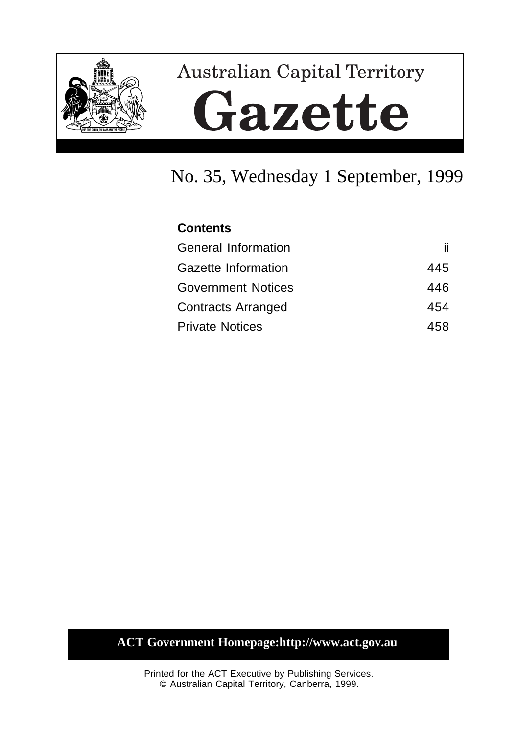# Australian Capital Territory

# Gazette

## No. 35, Wednesday 1 September, 1999

**Contents**

| | |
|---|---|
| General Information | ii |
| Gazette Information | 445 |
| Government Notices | 446 |
| Contracts Arranged | 454 |
| Private Notices | 458 |

**ACT Government Homepage:http://www.act.gov.au**

Printed for the ACT Executive by Publishing Services.
© Australian Capital Territory, Canberra, 1999.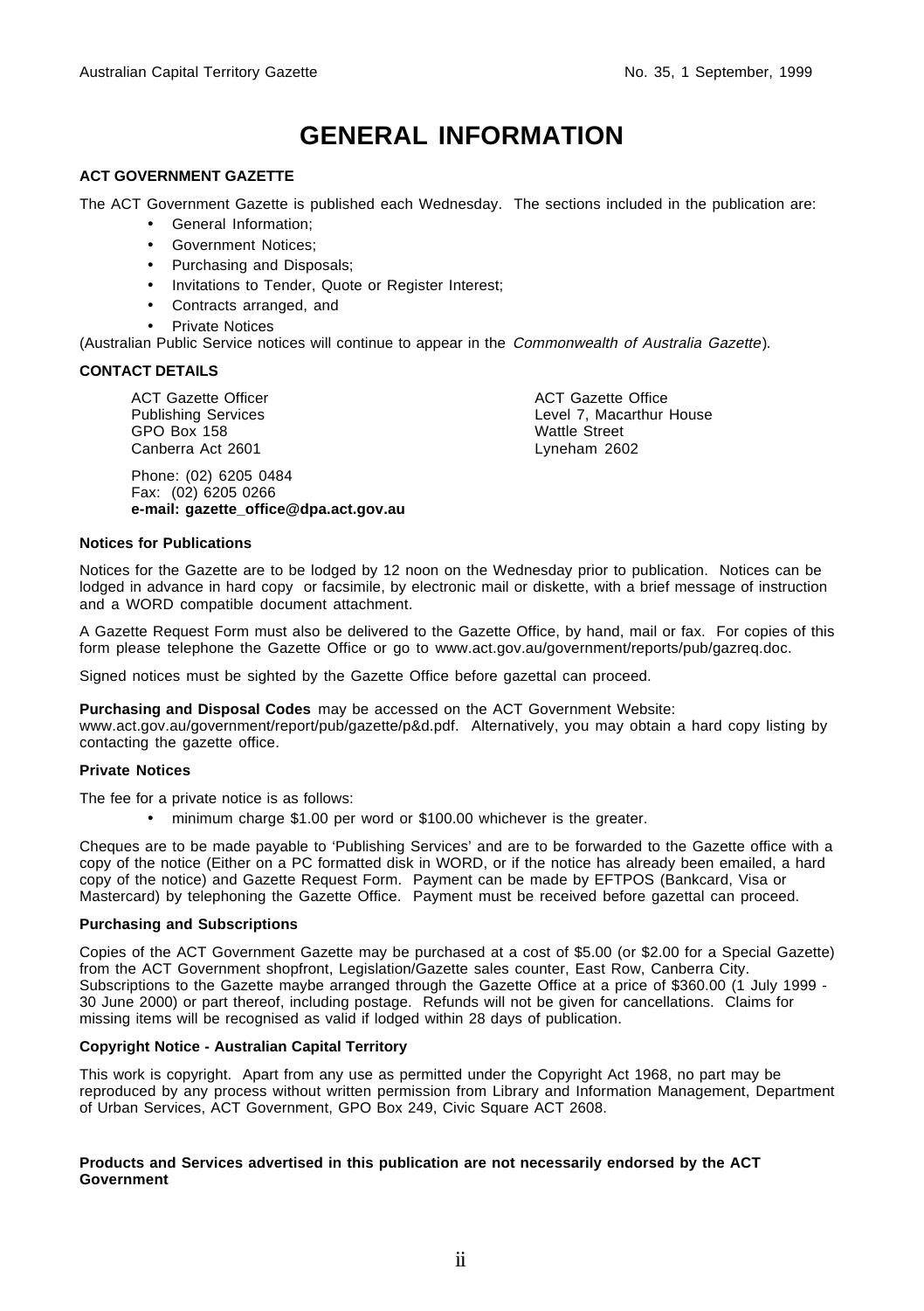# GENERAL INFORMATION

## ACT GOVERNMENT GAZETTE

The ACT Government Gazette is published each Wednesday. The sections included in the publication are:

- General Information;
- Government Notices;
- Purchasing and Disposals;
- Invitations to Tender, Quote or Register Interest;
- Contracts arranged, and
- Private Notices

(Australian Public Service notices will continue to appear in the *Commonwealth of Australia Gazette*).

## CONTACT DETAILS

ACT Gazette Officer
Publishing Services
GPO Box 158
Canberra Act 2601

ACT Gazette Office
Level 7, Macarthur House
Wattle Street
Lyneham 2602

Phone: (02) 6205 0484
Fax: (02) 6205 0266
**e-mail: gazette_office@dpa.act.gov.au**

### Notices for Publications

Notices for the Gazette are to be lodged by 12 noon on the Wednesday prior to publication. Notices can be lodged in advance in hard copy or facsimile, by electronic mail or diskette, with a brief message of instruction and a WORD compatible document attachment.

A Gazette Request Form must also be delivered to the Gazette Office, by hand, mail or fax. For copies of this form please telephone the Gazette Office or go to www.act.gov.au/government/reports/pub/gazreq.doc.

Signed notices must be sighted by the Gazette Office before gazettal can proceed.

**Purchasing and Disposal Codes** may be accessed on the ACT Government Website: www.act.gov.au/government/report/pub/gazette/p&d.pdf. Alternatively, you may obtain a hard copy listing by contacting the gazette office.

### Private Notices

The fee for a private notice is as follows:

- minimum charge $1.00 per word or $100.00 whichever is the greater.

Cheques are to be made payable to 'Publishing Services' and are to be forwarded to the Gazette office with a copy of the notice (Either on a PC formatted disk in WORD, or if the notice has already been emailed, a hard copy of the notice) and Gazette Request Form. Payment can be made by EFTPOS (Bankcard, Visa or Mastercard) by telephoning the Gazette Office. Payment must be received before gazettal can proceed.

### Purchasing and Subscriptions

Copies of the ACT Government Gazette may be purchased at a cost of $5.00 (or $2.00 for a Special Gazette) from the ACT Government shopfront, Legislation/Gazette sales counter, East Row, Canberra City. Subscriptions to the Gazette maybe arranged through the Gazette Office at a price of $360.00 (1 July 1999 - 30 June 2000) or part thereof, including postage. Refunds will not be given for cancellations. Claims for missing items will be recognised as valid if lodged within 28 days of publication.

### Copyright Notice - Australian Capital Territory

This work is copyright. Apart from any use as permitted under the Copyright Act 1968, no part may be reproduced by any process without written permission from Library and Information Management, Department of Urban Services, ACT Government, GPO Box 249, Civic Square ACT 2608.

**Products and Services advertised in this publication are not necessarily endorsed by the ACT Government**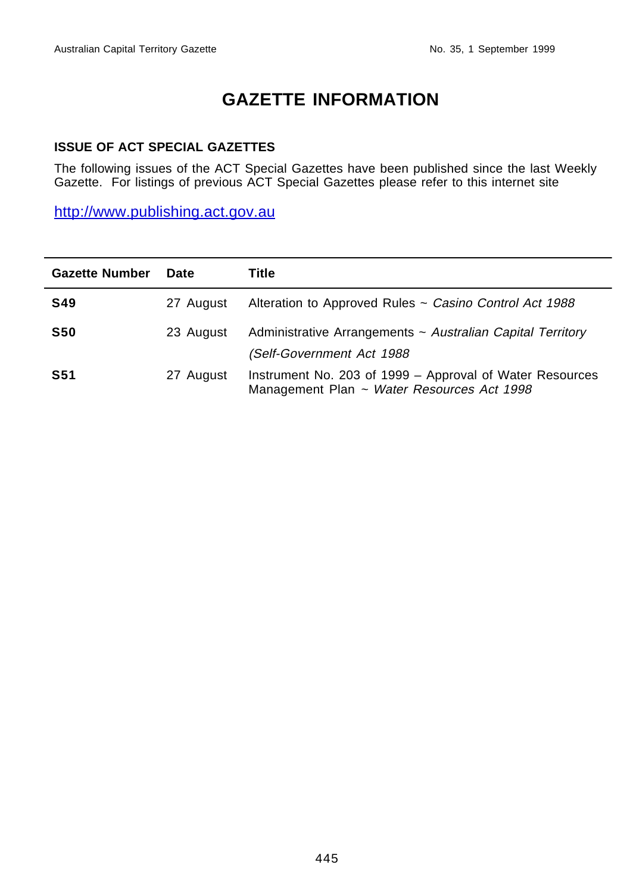# GAZETTE INFORMATION

## ISSUE OF ACT SPECIAL GAZETTES

The following issues of the ACT Special Gazettes have been published since the last Weekly Gazette. For listings of previous ACT Special Gazettes please refer to this internet site

http://www.publishing.act.gov.au

| Gazette Number | Date | Title |
|---|---|---|
| **S49** | 27 August | Alteration to Approved Rules ~ *Casino Control Act 1988* |
| **S50** | 23 August | Administrative Arrangements ~ *Australian Capital Territory (Self-Government Act 1988* |
| **S51** | 27 August | Instrument No. 203 of 1999 – Approval of Water Resources Management Plan ~ *Water Resources Act 1998* |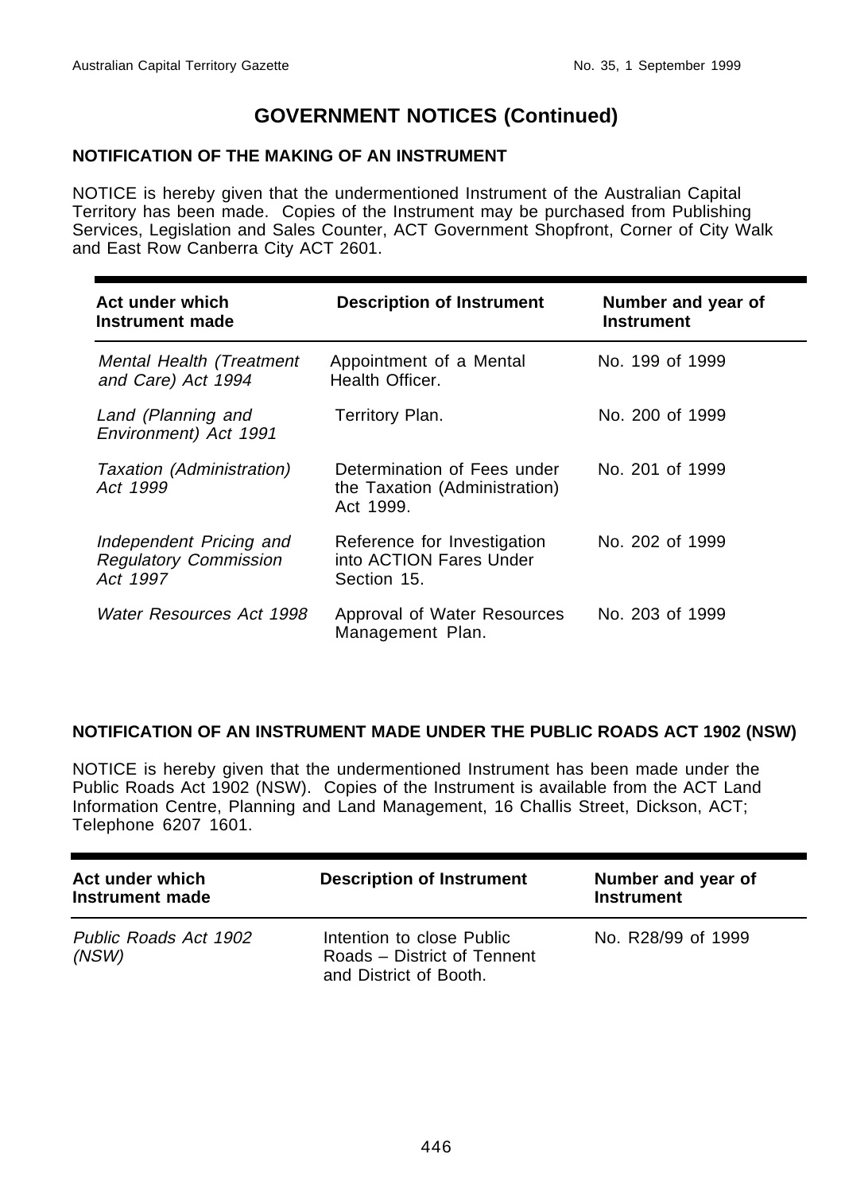# GOVERNMENT NOTICES (Continued)

**NOTIFICATION OF THE MAKING OF AN INSTRUMENT**

NOTICE is hereby given that the undermentioned Instrument of the Australian Capital Territory has been made. Copies of the Instrument may be purchased from Publishing Services, Legislation and Sales Counter, ACT Government Shopfront, Corner of City Walk and East Row Canberra City ACT 2601.

| Act under which Instrument made | Description of Instrument | Number and year of Instrument |
|---|---|---|
| *Mental Health (Treatment and Care) Act 1994* | Appointment of a Mental Health Officer. | No. 199 of 1999 |
| *Land (Planning and Environment) Act 1991* | Territory Plan. | No. 200 of 1999 |
| *Taxation (Administration) Act 1999* | Determination of Fees under the Taxation (Administration) Act 1999. | No. 201 of 1999 |
| *Independent Pricing and Regulatory Commission Act 1997* | Reference for Investigation into ACTION Fares Under Section 15. | No. 202 of 1999 |
| *Water Resources Act 1998* | Approval of Water Resources Management Plan. | No. 203 of 1999 |

**NOTIFICATION OF AN INSTRUMENT MADE UNDER THE PUBLIC ROADS ACT 1902 (NSW)**

NOTICE is hereby given that the undermentioned Instrument has been made under the Public Roads Act 1902 (NSW). Copies of the Instrument is available from the ACT Land Information Centre, Planning and Land Management, 16 Challis Street, Dickson, ACT; Telephone 6207 1601.

| Act under which Instrument made | Description of Instrument | Number and year of Instrument |
|---|---|---|
| *Public Roads Act 1902 (NSW)* | Intention to close Public Roads – District of Tennent and District of Booth. | No. R28/99 of 1999 |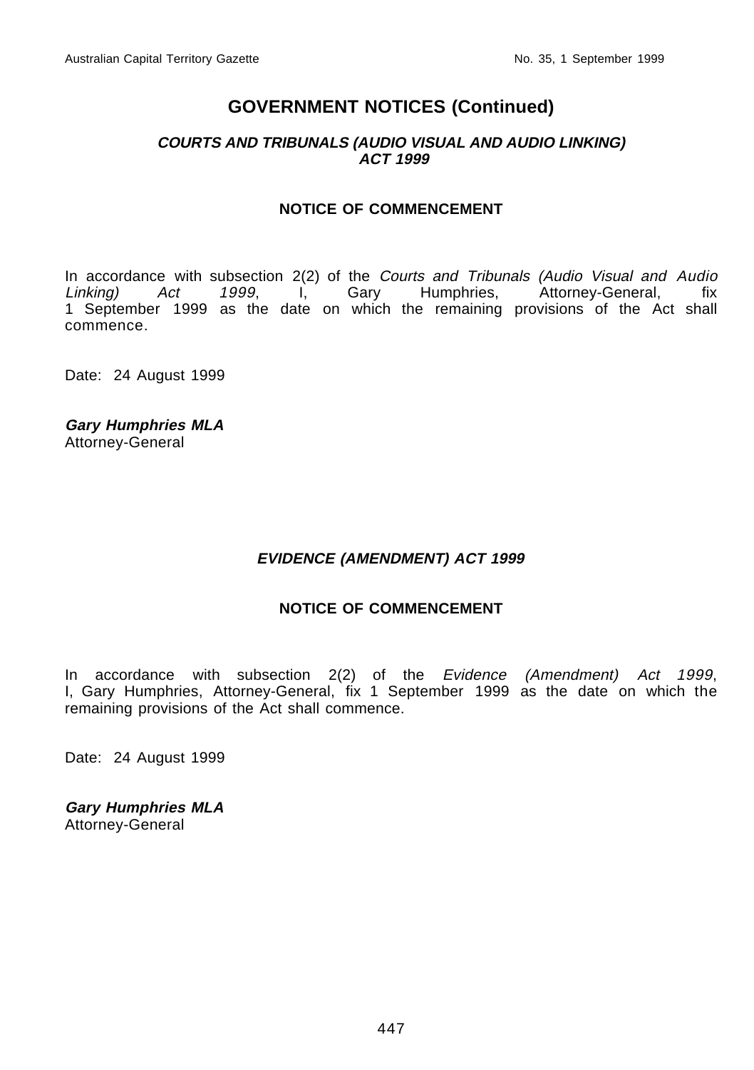## GOVERNMENT NOTICES (Continued)

### *COURTS AND TRIBUNALS (AUDIO VISUAL AND AUDIO LINKING) ACT 1999*

**NOTICE OF COMMENCEMENT**

In accordance with subsection 2(2) of the *Courts and Tribunals (Audio Visual and Audio Linking) Act 1999*, I, Gary Humphries, Attorney-General, fix 1 September 1999 as the date on which the remaining provisions of the Act shall commence.

Date: 24 August 1999

***Gary Humphries MLA***
Attorney-General

### *EVIDENCE (AMENDMENT) ACT 1999*

**NOTICE OF COMMENCEMENT**

In accordance with subsection 2(2) of the *Evidence (Amendment) Act 1999*, I, Gary Humphries, Attorney-General, fix 1 September 1999 as the date on which the remaining provisions of the Act shall commence.

Date: 24 August 1999

***Gary Humphries MLA***
Attorney-General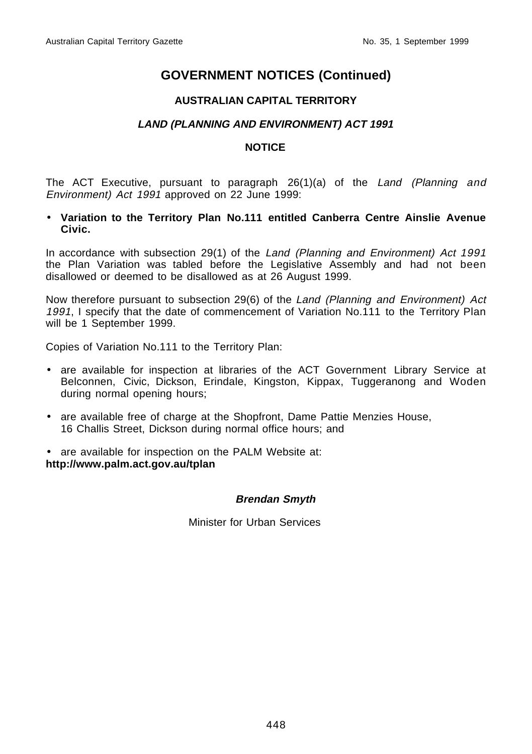# GOVERNMENT NOTICES (Continued)

## AUSTRALIAN CAPITAL TERRITORY

### *LAND (PLANNING AND ENVIRONMENT) ACT 1991*

### NOTICE

The ACT Executive, pursuant to paragraph 26(1)(a) of the *Land (Planning and Environment) Act 1991* approved on 22 June 1999:

- **Variation to the Territory Plan No.111 entitled Canberra Centre Ainslie Avenue Civic.**

In accordance with subsection 29(1) of the *Land (Planning and Environment) Act 1991* the Plan Variation was tabled before the Legislative Assembly and had not been disallowed or deemed to be disallowed as at 26 August 1999.

Now therefore pursuant to subsection 29(6) of the *Land (Planning and Environment) Act 1991*, I specify that the date of commencement of Variation No.111 to the Territory Plan will be 1 September 1999.

Copies of Variation No.111 to the Territory Plan:

- are available for inspection at libraries of the ACT Government Library Service at Belconnen, Civic, Dickson, Erindale, Kingston, Kippax, Tuggeranong and Woden during normal opening hours;
- are available free of charge at the Shopfront, Dame Pattie Menzies House, 16 Challis Street, Dickson during normal office hours; and
- are available for inspection on the PALM Website at:

**http://www.palm.act.gov.au/tplan**

***Brendan Smyth***

Minister for Urban Services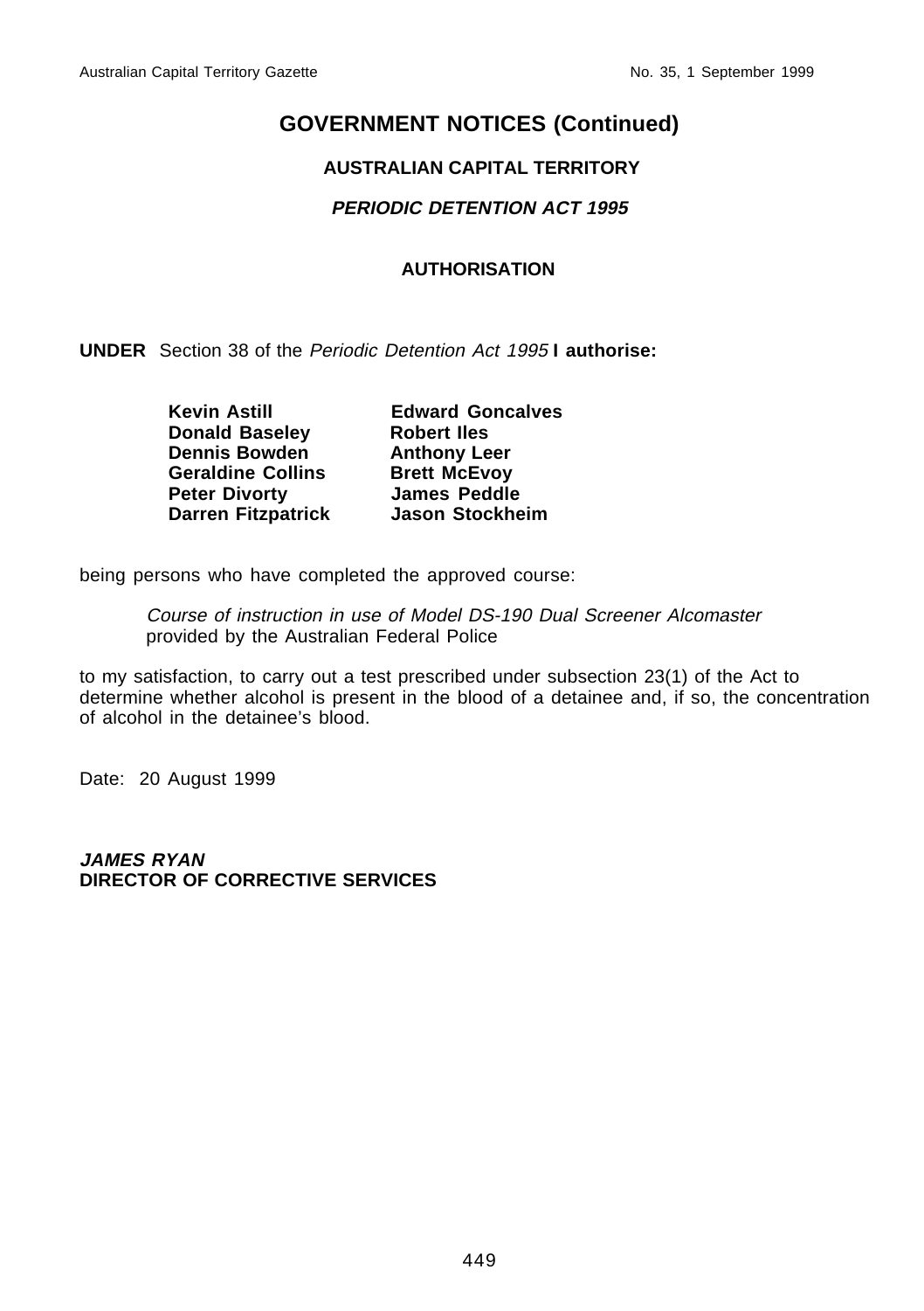# GOVERNMENT NOTICES (Continued)

## AUSTRALIAN CAPITAL TERRITORY

### *PERIODIC DETENTION ACT 1995*

### AUTHORISATION

**UNDER** Section 38 of the *Periodic Detention Act 1995* **I authorise:**

| | |
|---|---|
| **Kevin Astill** | **Edward Goncalves** |
| **Donald Baseley** | **Robert Iles** |
| **Dennis Bowden** | **Anthony Leer** |
| **Geraldine Collins** | **Brett McEvoy** |
| **Peter Divorty** | **James Peddle** |
| **Darren Fitzpatrick** | **Jason Stockheim** |

being persons who have completed the approved course:

> *Course of instruction in use of Model DS-190 Dual Screener Alcomaster* provided by the Australian Federal Police

to my satisfaction, to carry out a test prescribed under subsection 23(1) of the Act to determine whether alcohol is present in the blood of a detainee and, if so, the concentration of alcohol in the detainee's blood.

Date: 20 August 1999

***JAMES RYAN***
**DIRECTOR OF CORRECTIVE SERVICES**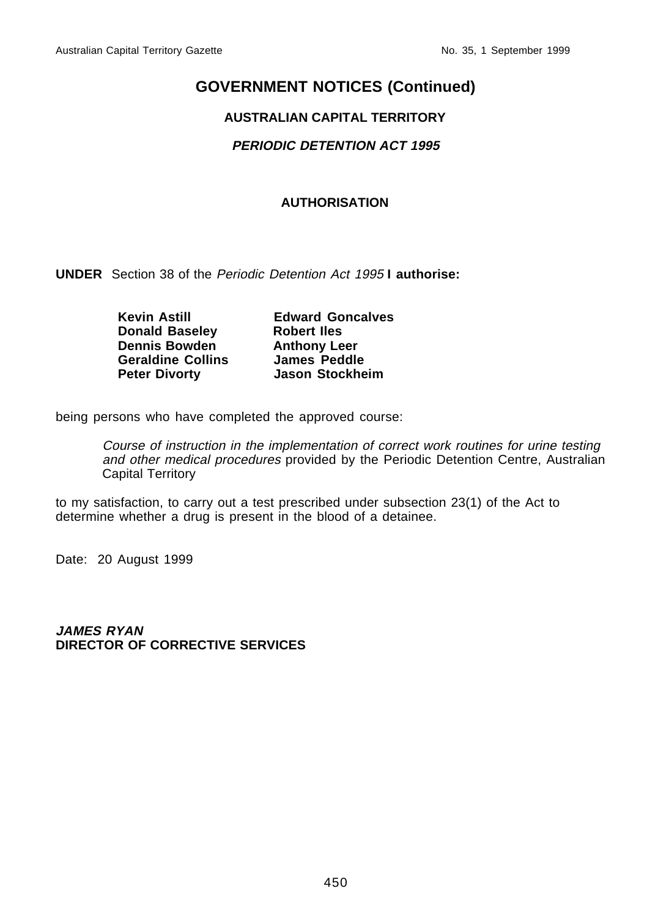# GOVERNMENT NOTICES (Continued)

## AUSTRALIAN CAPITAL TERRITORY

### *PERIODIC DETENTION ACT 1995*

### AUTHORISATION

**UNDER** Section 38 of the *Periodic Detention Act 1995* **I authorise:**

| | |
|---|---|
| **Kevin Astill** | **Edward Goncalves** |
| **Donald Baseley** | **Robert Iles** |
| **Dennis Bowden** | **Anthony Leer** |
| **Geraldine Collins** | **James Peddle** |
| **Peter Divorty** | **Jason Stockheim** |

being persons who have completed the approved course:

> *Course of instruction in the implementation of correct work routines for urine testing and other medical procedures* provided by the Periodic Detention Centre, Australian Capital Territory

to my satisfaction, to carry out a test prescribed under subsection 23(1) of the Act to determine whether a drug is present in the blood of a detainee.

Date: 20 August 1999

***JAMES RYAN***
**DIRECTOR OF CORRECTIVE SERVICES**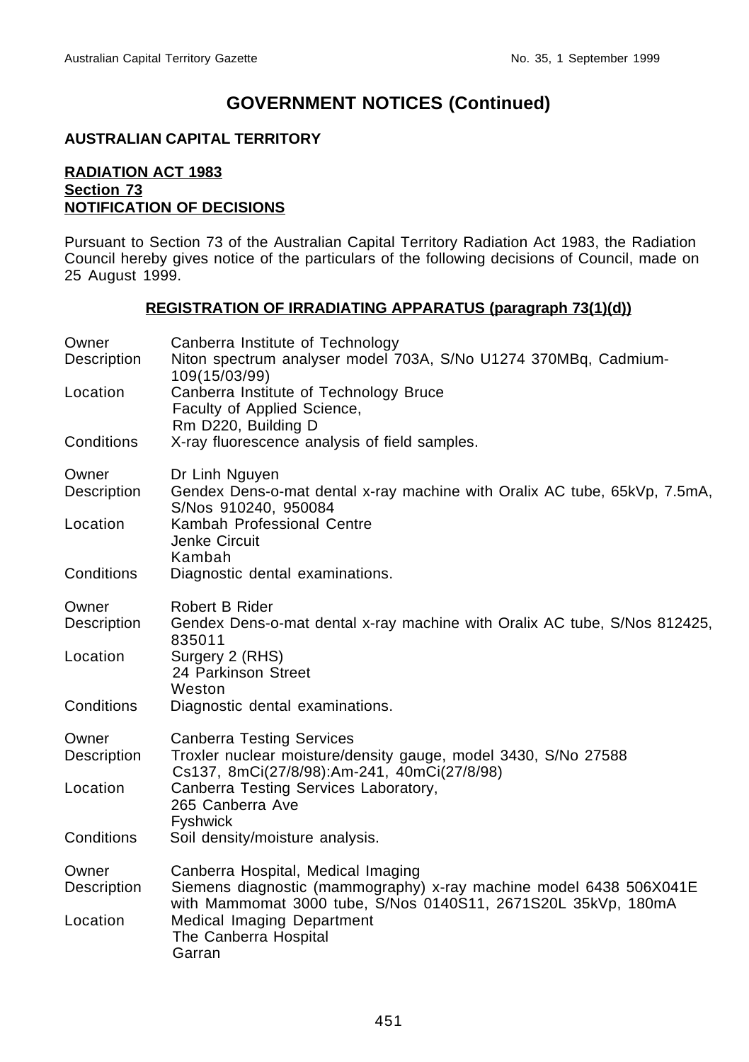# GOVERNMENT NOTICES (Continued)

**AUSTRALIAN CAPITAL TERRITORY**

**RADIATION ACT 1983**
**Section 73**
**NOTIFICATION OF DECISIONS**

Pursuant to Section 73 of the Australian Capital Territory Radiation Act 1983, the Radiation Council hereby gives notice of the particulars of the following decisions of Council, made on 25 August 1999.

**REGISTRATION OF IRRADIATING APPARATUS (paragraph 73(1)(d))**

| | |
|---|---|
| Owner | Canberra Institute of Technology |
| Description | Niton spectrum analyser model 703A, S/No U1274 370MBq, Cadmium-109(15/03/99) |
| Location | Canberra Institute of Technology Bruce<br>Faculty of Applied Science,<br>Rm D220, Building D |
| Conditions | X-ray fluorescence analysis of field samples. |

| | |
|---|---|
| Owner | Dr Linh Nguyen |
| Description | Gendex Dens-o-mat dental x-ray machine with Oralix AC tube, 65kVp, 7.5mA, S/Nos 910240, 950084 |
| Location | Kambah Professional Centre<br>Jenke Circuit<br>Kambah |
| Conditions | Diagnostic dental examinations. |

| | |
|---|---|
| Owner | Robert B Rider |
| Description | Gendex Dens-o-mat dental x-ray machine with Oralix AC tube, S/Nos 812425, 835011 |
| Location | Surgery 2 (RHS)<br>24 Parkinson Street<br>Weston |
| Conditions | Diagnostic dental examinations. |

| | |
|---|---|
| Owner | Canberra Testing Services |
| Description | Troxler nuclear moisture/density gauge, model 3430, S/No 27588<br>Cs137, 8mCi(27/8/98):Am-241, 40mCi(27/8/98) |
| Location | Canberra Testing Services Laboratory,<br>265 Canberra Ave<br>Fyshwick |
| Conditions | Soil density/moisture analysis. |

| | |
|---|---|
| Owner | Canberra Hospital, Medical Imaging |
| Description | Siemens diagnostic (mammography) x-ray machine model 6438 506X041E with Mammomat 3000 tube, S/Nos 0140S11, 2671S20L 35kVp, 180mA |
| Location | Medical Imaging Department<br>The Canberra Hospital<br>Garran |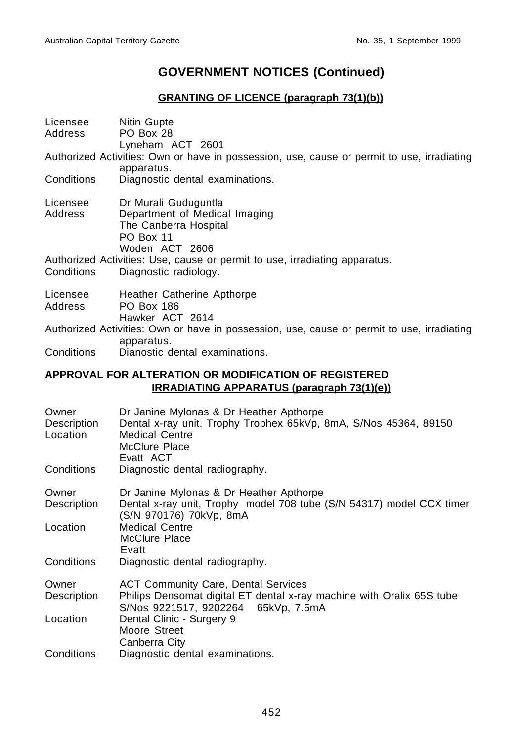## GOVERNMENT NOTICES (Continued)

### GRANTING OF LICENCE (paragraph 73(1)(b))

Licensee Nitin Gupte
Address PO Box 28
Lyneham ACT 2601
Authorized Activities: Own or have in possession, use, cause or permit to use, irradiating apparatus.
Conditions Diagnostic dental examinations.

Licensee Dr Murali Guduguntla
Address Department of Medical Imaging
The Canberra Hospital
PO Box 11
Woden ACT 2606
Authorized Activities: Use, cause or permit to use, irradiating apparatus.
Conditions Diagnostic radiology.

Licensee Heather Catherine Apthorpe
Address PO Box 186
Hawker ACT 2614
Authorized Activities: Own or have in possession, use, cause or permit to use, irradiating apparatus.
Conditions Dianostic dental examinations.

### APPROVAL FOR ALTERATION OR MODIFICATION OF REGISTERED IRRADIATING APPARATUS (paragraph 73(1)(e))

Owner Dr Janine Mylonas & Dr Heather Apthorpe
Description Dental x-ray unit, Trophy Trophex 65kVp, 8mA, S/Nos 45364, 89150
Location Medical Centre
McClure Place
Evatt ACT
Conditions Diagnostic dental radiography.

Owner Dr Janine Mylonas & Dr Heather Apthorpe
Description Dental x-ray unit, Trophy model 708 tube (S/N 54317) model CCX timer (S/N 970176) 70kVp, 8mA
Location Medical Centre
McClure Place
Evatt
Conditions Diagnostic dental radiography.

Owner ACT Community Care, Dental Services
Description Philips Densomat digital ET dental x-ray machine with Oralix 65S tube S/Nos 9221517, 9202264 65kVp, 7.5mA
Location Dental Clinic - Surgery 9
Moore Street
Canberra City
Conditions Diagnostic dental examinations.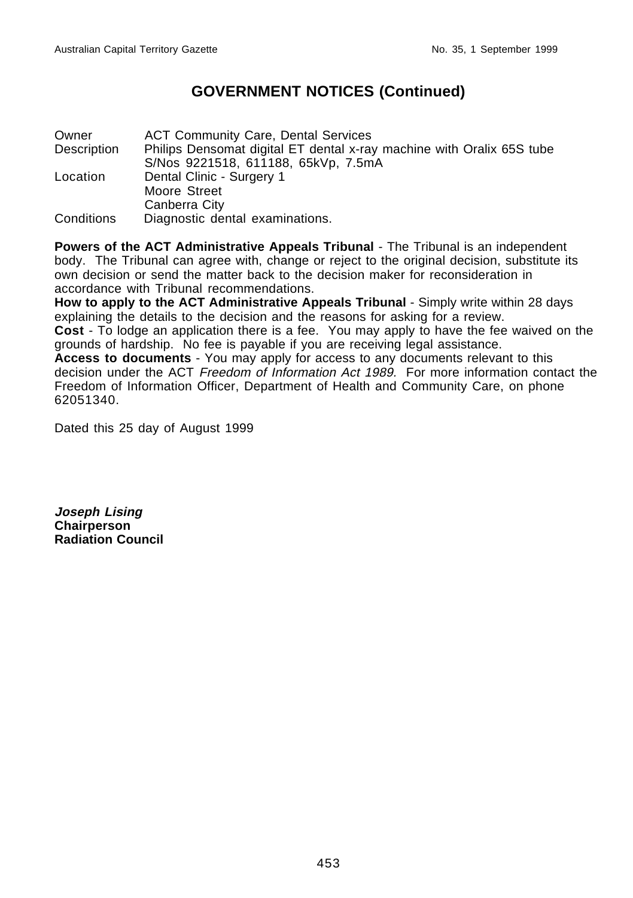## GOVERNMENT NOTICES (Continued)

| | |
|---|---|
| Owner | ACT Community Care, Dental Services |
| Description | Philips Densomat digital ET dental x-ray machine with Oralix 65S tube S/Nos 9221518, 611188, 65kVp, 7.5mA |
| Location | Dental Clinic - Surgery 1<br>Moore Street<br>Canberra City |
| Conditions | Diagnostic dental examinations. |

**Powers of the ACT Administrative Appeals Tribunal** - The Tribunal is an independent body. The Tribunal can agree with, change or reject to the original decision, substitute its own decision or send the matter back to the decision maker for reconsideration in accordance with Tribunal recommendations.
**How to apply to the ACT Administrative Appeals Tribunal** - Simply write within 28 days explaining the details to the decision and the reasons for asking for a review.
**Cost** - To lodge an application there is a fee. You may apply to have the fee waived on the grounds of hardship. No fee is payable if you are receiving legal assistance.
**Access to documents** - You may apply for access to any documents relevant to this decision under the ACT *Freedom of Information Act 1989.* For more information contact the Freedom of Information Officer, Department of Health and Community Care, on phone 62051340.

Dated this 25 day of August 1999

***Joseph Lising***
**Chairperson**
**Radiation Council**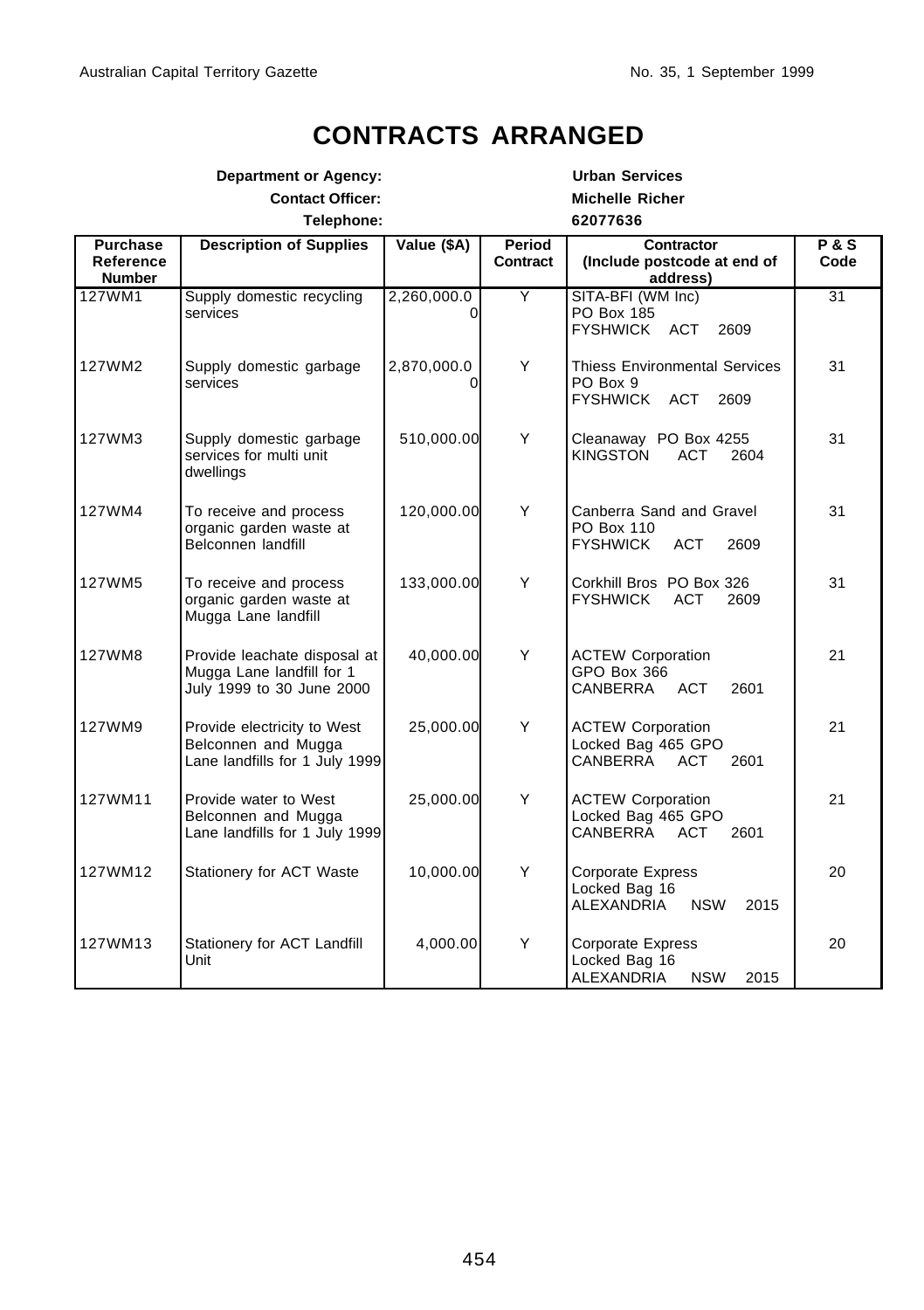# CONTRACTS ARRANGED

**Department or Agency:** **Urban Services**
**Contact Officer:** **Michelle Richer**
**Telephone:** **62077636**

| Purchase Reference Number | Description of Supplies | Value ($A) | Period Contract | Contractor (Include postcode at end of address) | P & S Code |
|---|---|---|---|---|---|
| 127WM1 | Supply domestic recycling services | 2,260,000.00 | Y | SITA-BFI (WM Inc) PO Box 185 FYSHWICK ACT 2609 | 31 |
| 127WM2 | Supply domestic garbage services | 2,870,000.00 | Y | Thiess Environmental Services PO Box 9 FYSHWICK ACT 2609 | 31 |
| 127WM3 | Supply domestic garbage services for multi unit dwellings | 510,000.00 | Y | Cleanaway PO Box 4255 KINGSTON ACT 2604 | 31 |
| 127WM4 | To receive and process organic garden waste at Belconnen landfill | 120,000.00 | Y | Canberra Sand and Gravel PO Box 110 FYSHWICK ACT 2609 | 31 |
| 127WM5 | To receive and process organic garden waste at Mugga Lane landfill | 133,000.00 | Y | Corkhill Bros PO Box 326 FYSHWICK ACT 2609 | 31 |
| 127WM8 | Provide leachate disposal at Mugga Lane landfill for 1 July 1999 to 30 June 2000 | 40,000.00 | Y | ACTEW Corporation GPO Box 366 CANBERRA ACT 2601 | 21 |
| 127WM9 | Provide electricity to West Belconnen and Mugga Lane landfills for 1 July 1999 | 25,000.00 | Y | ACTEW Corporation Locked Bag 465 GPO CANBERRA ACT 2601 | 21 |
| 127WM11 | Provide water to West Belconnen and Mugga Lane landfills for 1 July 1999 | 25,000.00 | Y | ACTEW Corporation Locked Bag 465 GPO CANBERRA ACT 2601 | 21 |
| 127WM12 | Stationery for ACT Waste | 10,000.00 | Y | Corporate Express Locked Bag 16 ALEXANDRIA NSW 2015 | 20 |
| 127WM13 | Stationery for ACT Landfill Unit | 4,000.00 | Y | Corporate Express Locked Bag 16 ALEXANDRIA NSW 2015 | 20 |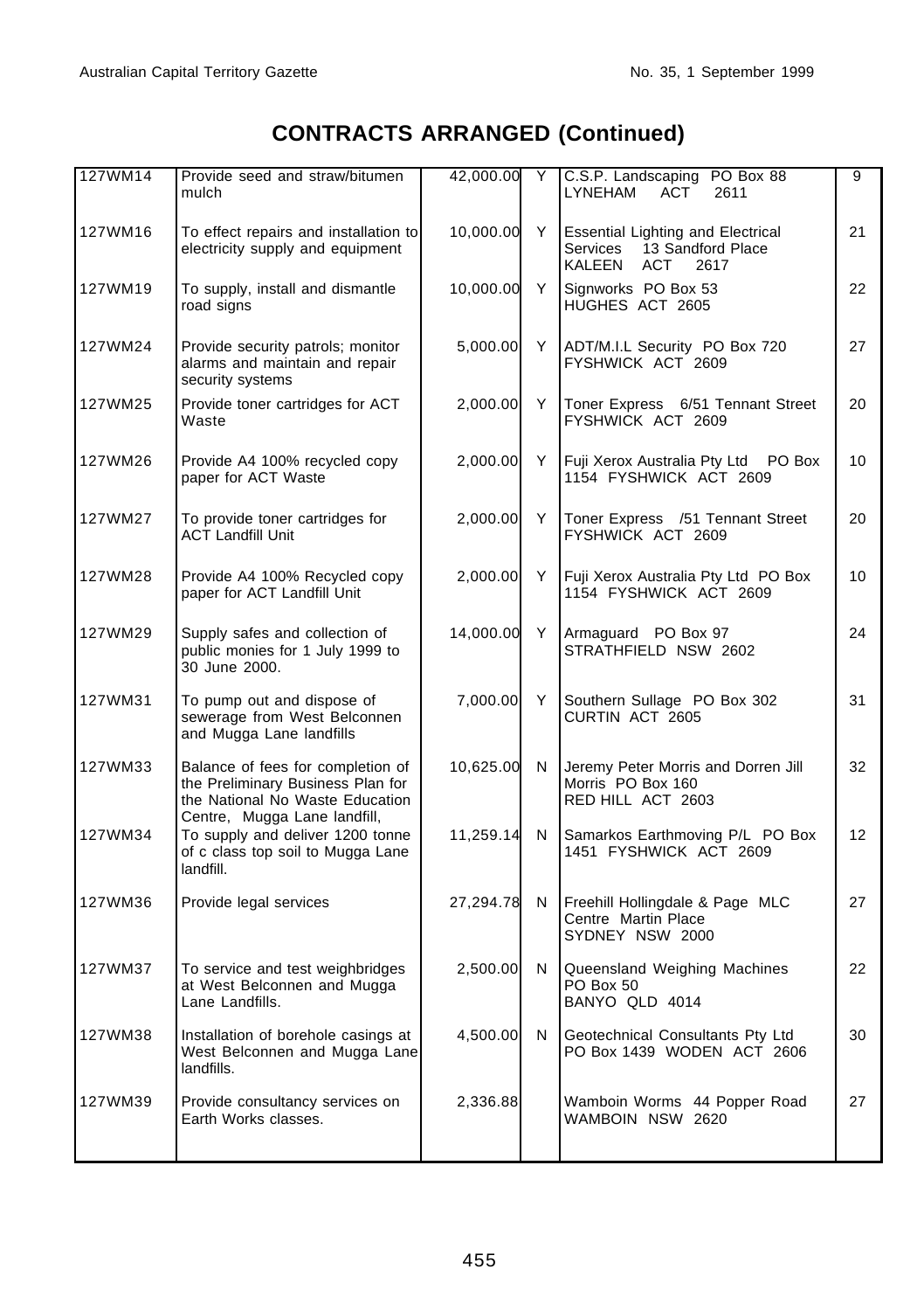# CONTRACTS ARRANGED (Continued)

| | | | | | |
|---|---|---|---|---|---|
| 127WM14 | Provide seed and straw/bitumen mulch | 42,000.00 | Y | C.S.P. Landscaping PO Box 88 LYNEHAM ACT 2611 | 9 |
| 127WM16 | To effect repairs and installation to electricity supply and equipment | 10,000.00 | Y | Essential Lighting and Electrical Services 13 Sandford Place KALEEN ACT 2617 | 21 |
| 127WM19 | To supply, install and dismantle road signs | 10,000.00 | Y | Signworks PO Box 53 HUGHES ACT 2605 | 22 |
| 127WM24 | Provide security patrols; monitor alarms and maintain and repair security systems | 5,000.00 | Y | ADT/M.I.L Security PO Box 720 FYSHWICK ACT 2609 | 27 |
| 127WM25 | Provide toner cartridges for ACT Waste | 2,000.00 | Y | Toner Express 6/51 Tennant Street FYSHWICK ACT 2609 | 20 |
| 127WM26 | Provide A4 100% recycled copy paper for ACT Waste | 2,000.00 | Y | Fuji Xerox Australia Pty Ltd PO Box 1154 FYSHWICK ACT 2609 | 10 |
| 127WM27 | To provide toner cartridges for ACT Landfill Unit | 2,000.00 | Y | Toner Express /51 Tennant Street FYSHWICK ACT 2609 | 20 |
| 127WM28 | Provide A4 100% Recycled copy paper for ACT Landfill Unit | 2,000.00 | Y | Fuji Xerox Australia Pty Ltd PO Box 1154 FYSHWICK ACT 2609 | 10 |
| 127WM29 | Supply safes and collection of public monies for 1 July 1999 to 30 June 2000. | 14,000.00 | Y | Armaguard PO Box 97 STRATHFIELD NSW 2602 | 24 |
| 127WM31 | To pump out and dispose of sewerage from West Belconnen and Mugga Lane landfills | 7,000.00 | Y | Southern Sullage PO Box 302 CURTIN ACT 2605 | 31 |
| 127WM33 | Balance of fees for completion of the Preliminary Business Plan for the National No Waste Education Centre, Mugga Lane landfill, | 10,625.00 | N | Jeremy Peter Morris and Dorren Jill Morris PO Box 160 RED HILL ACT 2603 | 32 |
| 127WM34 | To supply and deliver 1200 tonne of c class top soil to Mugga Lane landfill. | 11,259.14 | N | Samarkos Earthmoving P/L PO Box 1451 FYSHWICK ACT 2609 | 12 |
| 127WM36 | Provide legal services | 27,294.78 | N | Freehill Hollingdale & Page MLC Centre Martin Place SYDNEY NSW 2000 | 27 |
| 127WM37 | To service and test weighbridges at West Belconnen and Mugga Lane Landfills. | 2,500.00 | N | Queensland Weighing Machines PO Box 50 BANYO QLD 4014 | 22 |
| 127WM38 | Installation of borehole casings at West Belconnen and Mugga Lane landfills. | 4,500.00 | N | Geotechnical Consultants Pty Ltd PO Box 1439 WODEN ACT 2606 | 30 |
| 127WM39 | Provide consultancy services on Earth Works classes. | 2,336.88 | | Wamboin Worms 44 Popper Road WAMBOIN NSW 2620 | 27 |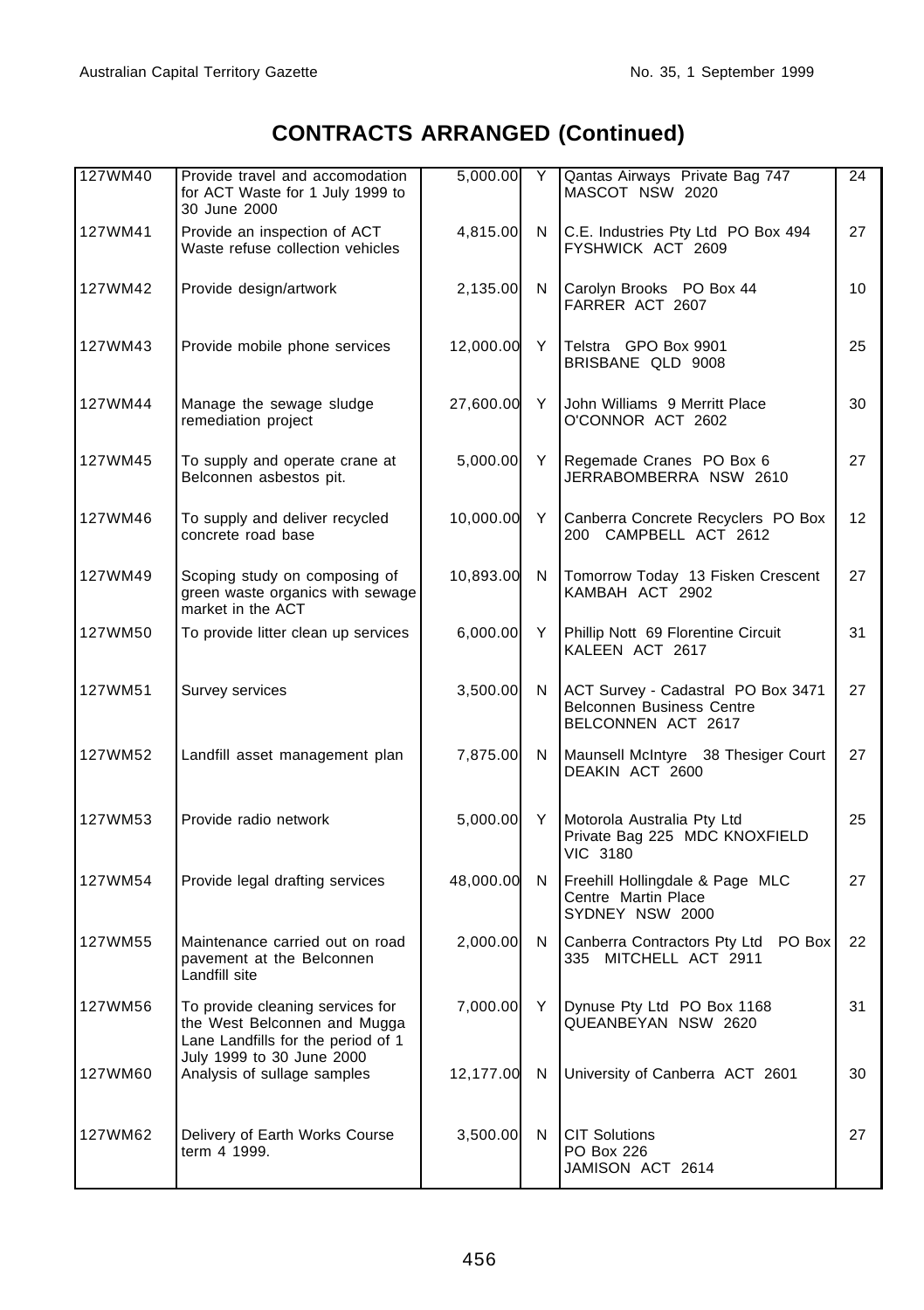# CONTRACTS ARRANGED (Continued)

| | | | | | |
|---|---|---|---|---|---|
| 127WM40 | Provide travel and accomodation for ACT Waste for 1 July 1999 to 30 June 2000 | 5,000.00 | Y | Qantas Airways Private Bag 747 MASCOT NSW 2020 | 24 |
| 127WM41 | Provide an inspection of ACT Waste refuse collection vehicles | 4,815.00 | N | C.E. Industries Pty Ltd PO Box 494 FYSHWICK ACT 2609 | 27 |
| 127WM42 | Provide design/artwork | 2,135.00 | N | Carolyn Brooks PO Box 44 FARRER ACT 2607 | 10 |
| 127WM43 | Provide mobile phone services | 12,000.00 | Y | Telstra GPO Box 9901 BRISBANE QLD 9008 | 25 |
| 127WM44 | Manage the sewage sludge remediation project | 27,600.00 | Y | John Williams 9 Merritt Place O'CONNOR ACT 2602 | 30 |
| 127WM45 | To supply and operate crane at Belconnen asbestos pit. | 5,000.00 | Y | Regemade Cranes PO Box 6 JERRABOMBERRA NSW 2610 | 27 |
| 127WM46 | To supply and deliver recycled concrete road base | 10,000.00 | Y | Canberra Concrete Recyclers PO Box 200 CAMPBELL ACT 2612 | 12 |
| 127WM49 | Scoping study on composing of green waste organics with sewage market in the ACT | 10,893.00 | N | Tomorrow Today 13 Fisken Crescent KAMBAH ACT 2902 | 27 |
| 127WM50 | To provide litter clean up services | 6,000.00 | Y | Phillip Nott 69 Florentine Circuit KALEEN ACT 2617 | 31 |
| 127WM51 | Survey services | 3,500.00 | N | ACT Survey - Cadastral PO Box 3471 Belconnen Business Centre BELCONNEN ACT 2617 | 27 |
| 127WM52 | Landfill asset management plan | 7,875.00 | N | Maunsell McIntyre 38 Thesiger Court DEAKIN ACT 2600 | 27 |
| 127WM53 | Provide radio network | 5,000.00 | Y | Motorola Australia Pty Ltd Private Bag 225 MDC KNOXFIELD VIC 3180 | 25 |
| 127WM54 | Provide legal drafting services | 48,000.00 | N | Freehill Hollingdale & Page MLC Centre Martin Place SYDNEY NSW 2000 | 27 |
| 127WM55 | Maintenance carried out on road pavement at the Belconnen Landfill site | 2,000.00 | N | Canberra Contractors Pty Ltd PO Box 335 MITCHELL ACT 2911 | 22 |
| 127WM56 | To provide cleaning services for the West Belconnen and Mugga Lane Landfills for the period of 1 July 1999 to 30 June 2000 | 7,000.00 | Y | Dynuse Pty Ltd PO Box 1168 QUEANBEYAN NSW 2620 | 31 |
| 127WM60 | Analysis of sullage samples | 12,177.00 | N | University of Canberra ACT 2601 | 30 |
| 127WM62 | Delivery of Earth Works Course term 4 1999. | 3,500.00 | N | CIT Solutions PO Box 226 JAMISON ACT 2614 | 27 |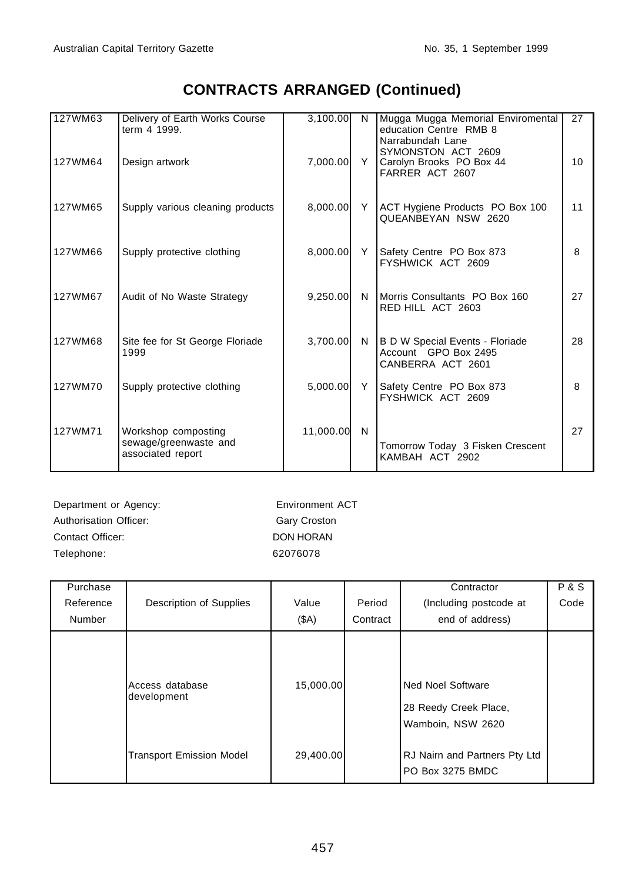# CONTRACTS ARRANGED (Continued)

| | | | | | |
|---|---|---|---|---|---|
| 127WM63 | Delivery of Earth Works Course term 4 1999. | 3,100.00 | N | Mugga Mugga Memorial Enviromental education Centre RMB 8 Narrabundah Lane SYMONSTON ACT 2609 | 27 |
| 127WM64 | Design artwork | 7,000.00 | Y | Carolyn Brooks PO Box 44 FARRER ACT 2607 | 10 |
| 127WM65 | Supply various cleaning products | 8,000.00 | Y | ACT Hygiene Products PO Box 100 QUEANBEYAN NSW 2620 | 11 |
| 127WM66 | Supply protective clothing | 8,000.00 | Y | Safety Centre PO Box 873 FYSHWICK ACT 2609 | 8 |
| 127WM67 | Audit of No Waste Strategy | 9,250.00 | N | Morris Consultants PO Box 160 RED HILL ACT 2603 | 27 |
| 127WM68 | Site fee for St George Floriade 1999 | 3,700.00 | N | B D W Special Events - Floriade Account GPO Box 2495 CANBERRA ACT 2601 | 28 |
| 127WM70 | Supply protective clothing | 5,000.00 | Y | Safety Centre PO Box 873 FYSHWICK ACT 2609 | 8 |
| 127WM71 | Workshop composting sewage/greenwaste and associated report | 11,000.00 | N | Tomorrow Today 3 Fisken Crescent KAMBAH ACT 2902 | 27 |

Department or Agency: Environment ACT
Authorisation Officer: Gary Croston
Contact Officer: DON HORAN
Telephone: 62076078

| Purchase Reference Number | Description of Supplies | Value ($A) | Period Contract | Contractor (Including postcode at end of address) | P & S Code |
|---|---|---|---|---|---|
| | Access database development | 15,000.00 | | Ned Noel Software 28 Reedy Creek Place, Wamboin, NSW 2620 | |
| | Transport Emission Model | 29,400.00 | | RJ Nairn and Partners Pty Ltd PO Box 3275 BMDC | |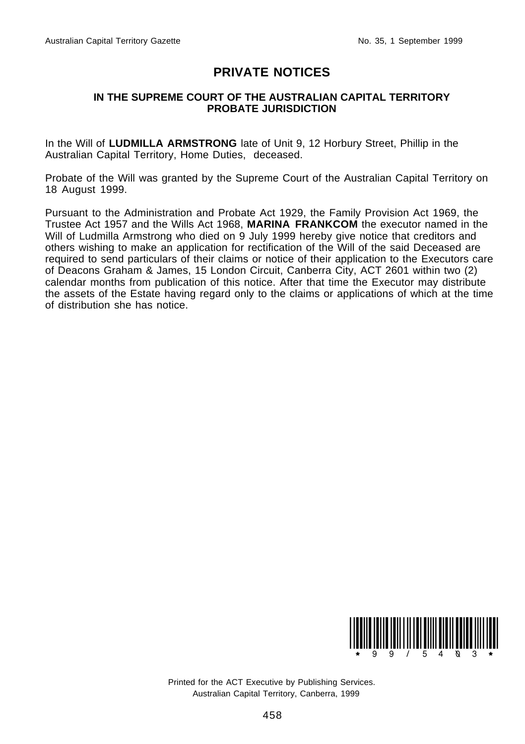# PRIVATE NOTICES

### IN THE SUPREME COURT OF THE AUSTRALIAN CAPITAL TERRITORY PROBATE JURISDICTION

In the Will of **LUDMILLA ARMSTRONG** late of Unit 9, 12 Horbury Street, Phillip in the Australian Capital Territory, Home Duties, deceased.

Probate of the Will was granted by the Supreme Court of the Australian Capital Territory on 18 August 1999.

Pursuant to the Administration and Probate Act 1929, the Family Provision Act 1969, the Trustee Act 1957 and the Wills Act 1968, **MARINA FRANKCOM** the executor named in the Will of Ludmilla Armstrong who died on 9 July 1999 hereby give notice that creditors and others wishing to make an application for rectification of the Will of the said Deceased are required to send particulars of their claims or notice of their application to the Executors care of Deacons Graham & James, 15 London Circuit, Canberra City, ACT 2601 within two (2) calendar months from publication of this notice. After that time the Executor may distribute the assets of the Estate having regard only to the claims or applications of which at the time of distribution she has notice.

*99/54003*

Printed for the ACT Executive by Publishing Services.
Australian Capital Territory, Canberra, 1999